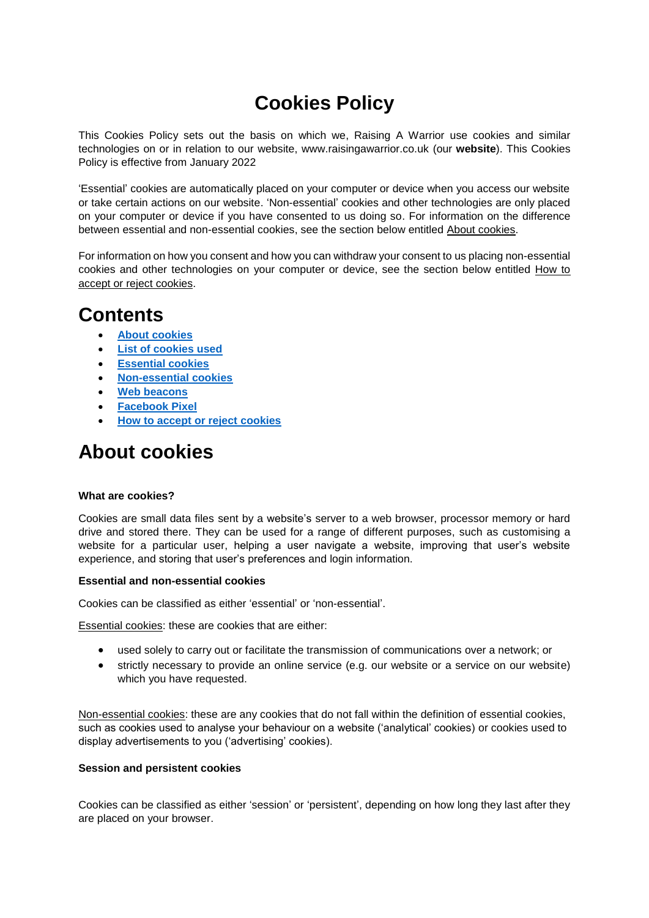# Cookies Policy

This Cookies Policy sets out the basis on which we, Raising A Warrior use cookies and similar technologies on or in relation to our website, www.raisingawarrior.co.uk (our **website**). This Cookies Policy is effective from January 2022

'Essential' cookies are automatically placed on your computer or device when you access our website or take certain actions on our website. 'Non-essential' cookies and other technologies are only placed on your computer or device if you have consented to us doing so. For information on the difference between essential and non-essential cookies, see the section below entitled About cookies.

For information on how you consent and how you can withdraw your consent to us placing non-essential cookies and other technologies on your computer or device, see the section below entitled How to accept or reject cookies.

## Contents

- **About cookies**
- **List of cookies used**
- **Essential cookies**
- **Non-essential cookies**
- **Web beacons**
- **Facebook Pixel**
- **How to accept or reject cookies**

## About cookies

**What are cookies?**

Cookies are small data files sent by a website's server to a web browser, processor memory or hard drive and stored there. They can be used for a range of different purposes, such as customising a website for a particular user, helping a user navigate a website, improving that user's website experience, and storing that user's preferences and login information.

**Essential and non-essential cookies**

Cookies can be classified as either 'essential' or 'non-essential'.

Essential cookies: these are cookies that are either:

- used solely to carry out or facilitate the transmission of communications over a network; or
- strictly necessary to provide an online service (e.g. our website or a service on our website) which you have requested.

Non-essential cookies: these are any cookies that do not fall within the definition of essential cookies, such as cookies used to analyse your behaviour on a website ('analytical' cookies) or cookies used to display advertisements to you ('advertising' cookies).

**Session and persistent cookies**

Cookies can be classified as either 'session' or 'persistent', depending on how long they last after they are placed on your browser.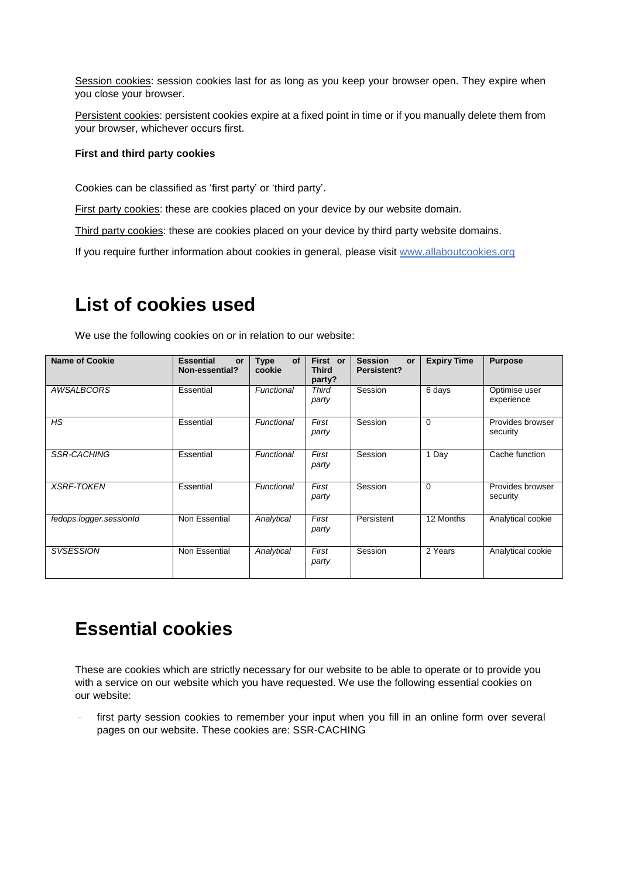Session cookies: session cookies last for as long as you keep your browser open. They expire when you close your browser.

Persistent cookies: persistent cookies expire at a fixed point in time or if you manually delete them from your browser, whichever occurs first.

**First and third party cookies**

Cookies can be classified as 'first party' or 'third party'.

First party cookies: these are cookies placed on your device by our website domain.

Third party cookies: these are cookies placed on your device by third party website domains.

If you require further information about cookies in general, please visit www.allaboutcookies.org

# List of cookies used

We use the following cookies on or in relation to our website:

| Name of Cookie | Essential or Non-essential? | Type of cookie | First or Third party? | Session or Persistent? | Expiry Time | Purpose |
|---|---|---|---|---|---|---|
| *AWSALBCORS* | Essential | *Functional* | *Third party* | Session | 6 days | Optimise user experience |
| *HS* | Essential | *Functional* | *First party* | Session | 0 | Provides browser security |
| *SSR-CACHING* | Essential | *Functional* | *First party* | Session | 1 Day | Cache function |
| *XSRF-TOKEN* | Essential | *Functional* | *First party* | Session | 0 | Provides browser security |
| *fedops.logger.sessionId* | Non Essential | *Analytical* | *First party* | Persistent | 12 Months | Analytical cookie |
| *SVSESSION* | Non Essential | *Analytical* | *First party* | Session | 2 Years | Analytical cookie |

# Essential cookies

These are cookies which are strictly necessary for our website to be able to operate or to provide you with a service on our website which you have requested. We use the following essential cookies on our website:

- first party session cookies to remember your input when you fill in an online form over several pages on our website. These cookies are: SSR-CACHING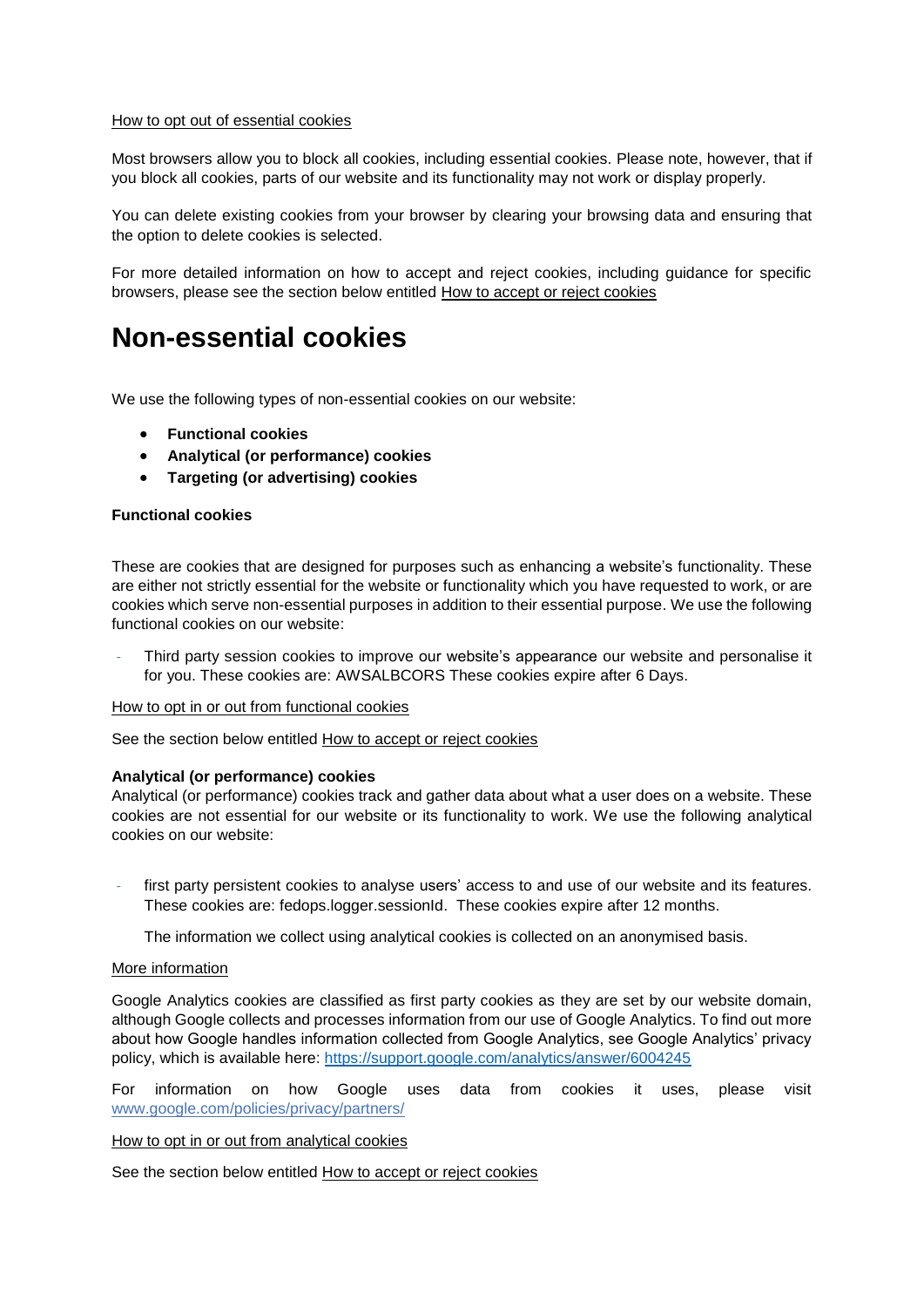How to opt out of essential cookies

Most browsers allow you to block all cookies, including essential cookies. Please note, however, that if you block all cookies, parts of our website and its functionality may not work or display properly.

You can delete existing cookies from your browser by clearing your browsing data and ensuring that the option to delete cookies is selected.

For more detailed information on how to accept and reject cookies, including guidance for specific browsers, please see the section below entitled How to accept or reject cookies

# Non-essential cookies

We use the following types of non-essential cookies on our website:

- **Functional cookies**
- **Analytical (or performance) cookies**
- **Targeting (or advertising) cookies**

**Functional cookies**

These are cookies that are designed for purposes such as enhancing a website's functionality. These are either not strictly essential for the website or functionality which you have requested to work, or are cookies which serve non-essential purposes in addition to their essential purpose. We use the following functional cookies on our website:

- Third party session cookies to improve our website's appearance our website and personalise it for you. These cookies are: AWSALBCORS These cookies expire after 6 Days.

How to opt in or out from functional cookies

See the section below entitled How to accept or reject cookies

**Analytical (or performance) cookies**

Analytical (or performance) cookies track and gather data about what a user does on a website. These cookies are not essential for our website or its functionality to work. We use the following analytical cookies on our website:

- first party persistent cookies to analyse users' access to and use of our website and its features. These cookies are: fedops.logger.sessionId. These cookies expire after 12 months.

  The information we collect using analytical cookies is collected on an anonymised basis.

More information

Google Analytics cookies are classified as first party cookies as they are set by our website domain, although Google collects and processes information from our use of Google Analytics. To find out more about how Google handles information collected from Google Analytics, see Google Analytics' privacy policy, which is available here: https://support.google.com/analytics/answer/6004245

For information on how Google uses data from cookies it uses, please visit www.google.com/policies/privacy/partners/

How to opt in or out from analytical cookies

See the section below entitled How to accept or reject cookies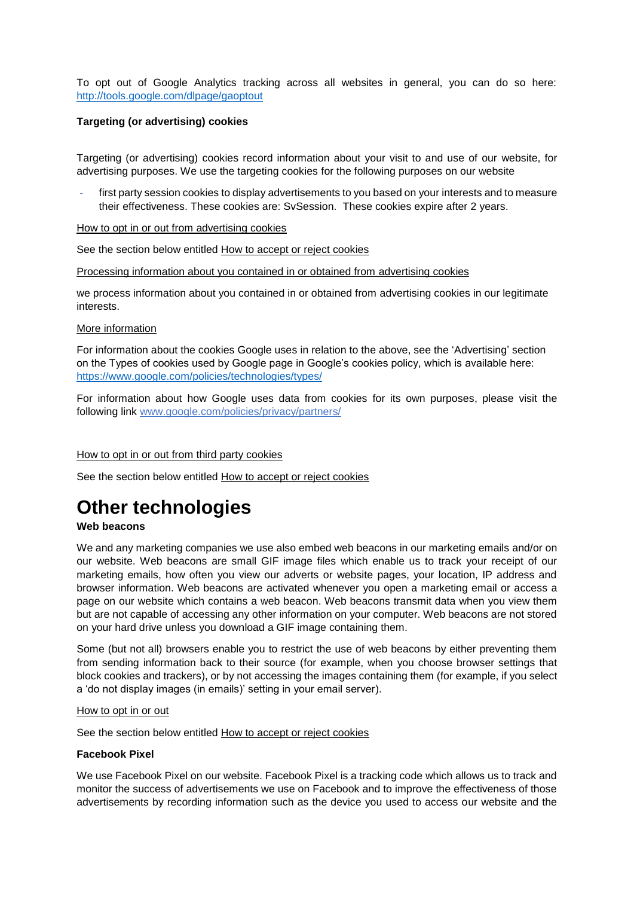To opt out of Google Analytics tracking across all websites in general, you can do so here: http://tools.google.com/dlpage/gaoptout

**Targeting (or advertising) cookies**

Targeting (or advertising) cookies record information about your visit to and use of our website, for advertising purposes. We use the targeting cookies for the following purposes on our website

- first party session cookies to display advertisements to you based on your interests and to measure their effectiveness. These cookies are: SvSession. These cookies expire after 2 years.

How to opt in or out from advertising cookies

See the section below entitled How to accept or reject cookies

Processing information about you contained in or obtained from advertising cookies

we process information about you contained in or obtained from advertising cookies in our legitimate interests.

More information

For information about the cookies Google uses in relation to the above, see the 'Advertising' section on the Types of cookies used by Google page in Google's cookies policy, which is available here: https://www.google.com/policies/technologies/types/

For information about how Google uses data from cookies for its own purposes, please visit the following link www.google.com/policies/privacy/partners/

How to opt in or out from third party cookies

See the section below entitled How to accept or reject cookies

# Other technologies

**Web beacons**

We and any marketing companies we use also embed web beacons in our marketing emails and/or on our website. Web beacons are small GIF image files which enable us to track your receipt of our marketing emails, how often you view our adverts or website pages, your location, IP address and browser information. Web beacons are activated whenever you open a marketing email or access a page on our website which contains a web beacon. Web beacons transmit data when you view them but are not capable of accessing any other information on your computer. Web beacons are not stored on your hard drive unless you download a GIF image containing them.

Some (but not all) browsers enable you to restrict the use of web beacons by either preventing them from sending information back to their source (for example, when you choose browser settings that block cookies and trackers), or by not accessing the images containing them (for example, if you select a 'do not display images (in emails)' setting in your email server).

How to opt in or out

See the section below entitled How to accept or reject cookies

**Facebook Pixel**

We use Facebook Pixel on our website. Facebook Pixel is a tracking code which allows us to track and monitor the success of advertisements we use on Facebook and to improve the effectiveness of those advertisements by recording information such as the device you used to access our website and the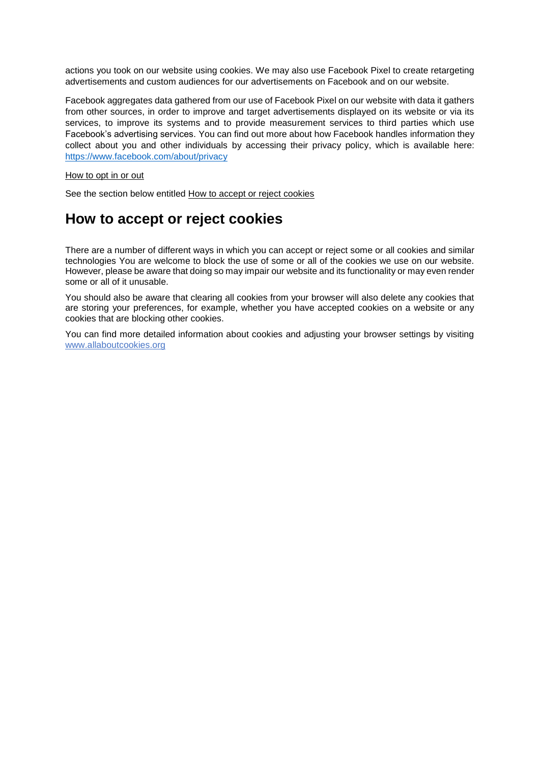actions you took on our website using cookies. We may also use Facebook Pixel to create retargeting advertisements and custom audiences for our advertisements on Facebook and on our website.

Facebook aggregates data gathered from our use of Facebook Pixel on our website with data it gathers from other sources, in order to improve and target advertisements displayed on its website or via its services, to improve its systems and to provide measurement services to third parties which use Facebook's advertising services. You can find out more about how Facebook handles information they collect about you and other individuals by accessing their privacy policy, which is available here: [https://www.facebook.com/about/privacy](https://www.facebook.com/about/privacy)

How to opt in or out

See the section below entitled How to accept or reject cookies

## How to accept or reject cookies

There are a number of different ways in which you can accept or reject some or all cookies and similar technologies You are welcome to block the use of some or all of the cookies we use on our website. However, please be aware that doing so may impair our website and its functionality or may even render some or all of it unusable.

You should also be aware that clearing all cookies from your browser will also delete any cookies that are storing your preferences, for example, whether you have accepted cookies on a website or any cookies that are blocking other cookies.

You can find more detailed information about cookies and adjusting your browser settings by visiting [www.allaboutcookies.org](http://www.allaboutcookies.org)